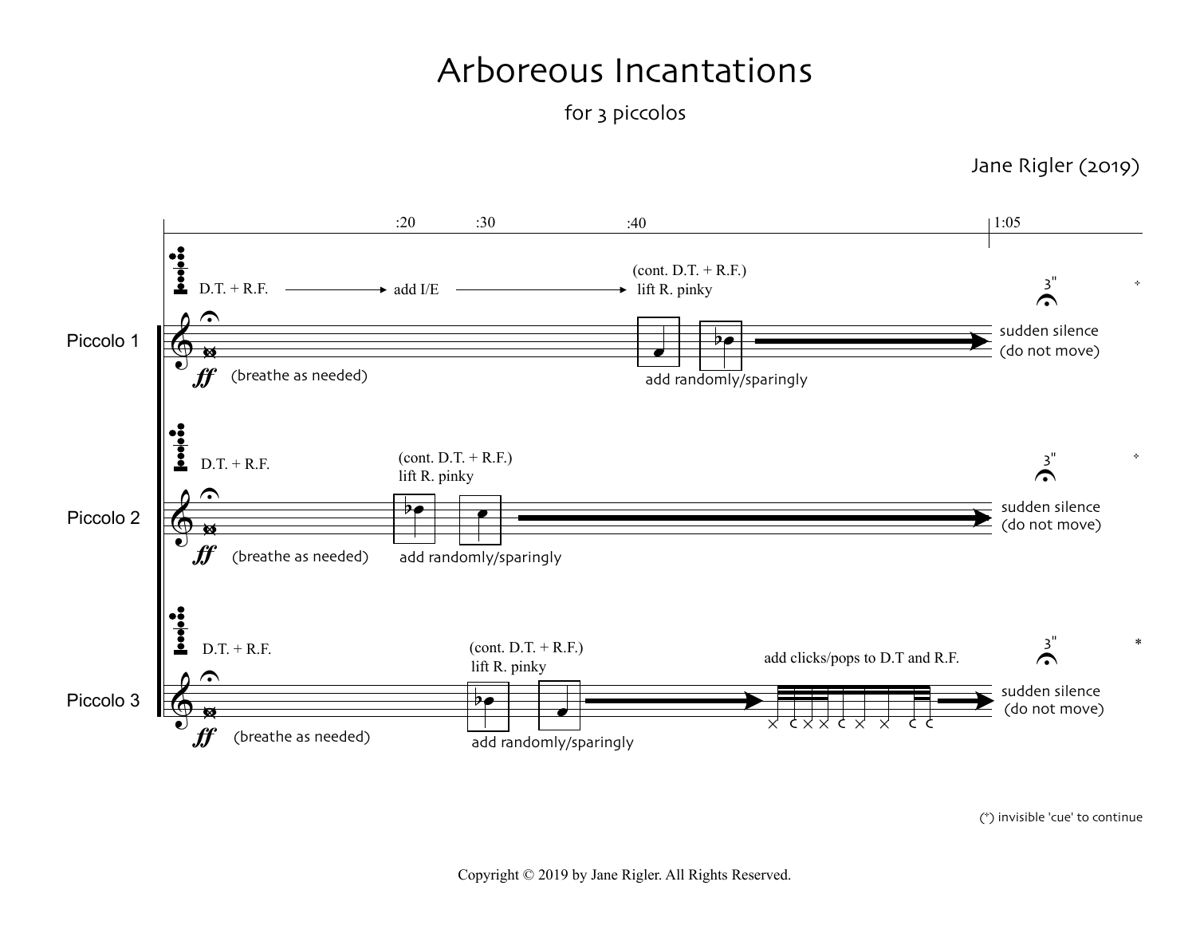# Arboreous Incantations

for 3 piccolos

Jane Rigler (2019)

:20 :30 :40 1:05

**Piccolo 1**

D.T. + R.F. → add I/E → (cont. D.T. + R.F.) lift R. pinky

*ff* (breathe as needed)

add randomly/sparingly

3" sudden silence (do not move) *

**Piccolo 2**

D.T. + R.F.

(cont. D.T. + R.F.) lift R. pinky

*ff* (breathe as needed)

add randomly/sparingly

3" sudden silence (do not move) *

**Piccolo 3**

D.T. + R.F.

(cont. D.T. + R.F.) lift R. pinky

add clicks/pops to D.T and R.F.

*ff* (breathe as needed)

add randomly/sparingly

3" sudden silence (do not move) *

(*) invisible 'cue' to continue

Copyright © 2019 by Jane Rigler. All Rights Reserved.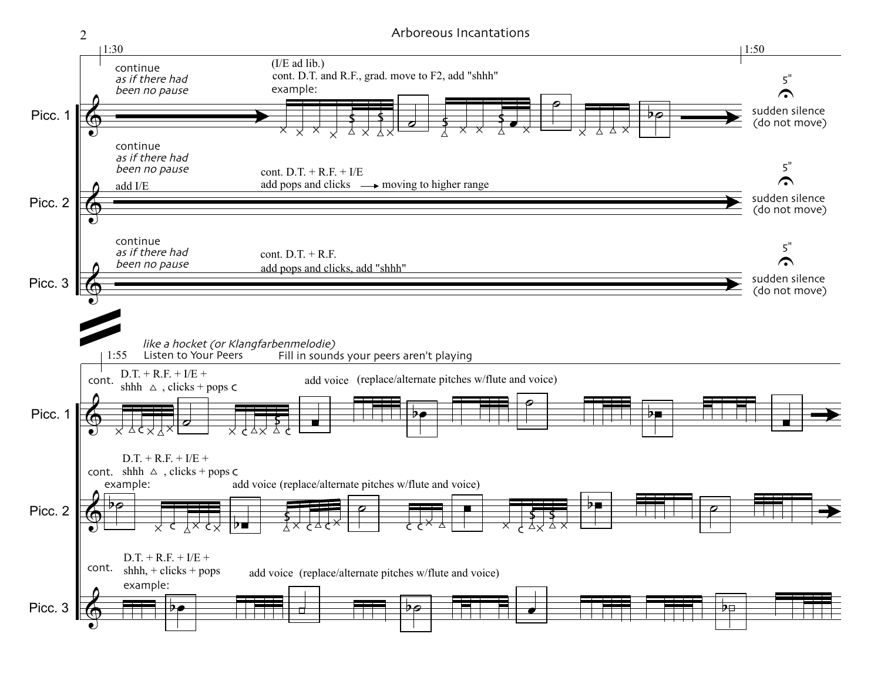1:30

**Picc. 1**

continue
*as if there had been no pause*

(I/E ad lib.)
cont. D.T. and R.F., grad. move to F2, add "shhh"
example:

**Picc. 2**

continue
*as if there had been no pause*

add I/E

cont. D.T. + R.F. + I/E
add pops and clicks → moving to higher range

**Picc. 3**

continue
*as if there had been no pause*

cont. D.T. + R.F.
add pops and clicks, add "shhh"

1:50

5"
sudden silence
(do not move)

---

*like a hocket (or Klangfarbenmelodie)*

1:55 Listen to Your Peers — Fill in sounds your peers aren't playing

**Picc. 1**

cont. D.T. + R.F. + I/E + shhh △, clicks + pops ⊂

add voice (replace/alternate pitches w/flute and voice)

**Picc. 2**

cont. D.T. + R.F. + I/E + shhh △, clicks + pops ⊂
example:

add voice (replace/alternate pitches w/flute and voice)

**Picc. 3**

cont. D.T. + R.F. + I/E + shhh, + clicks + pops
example:

add voice (replace/alternate pitches w/flute and voice)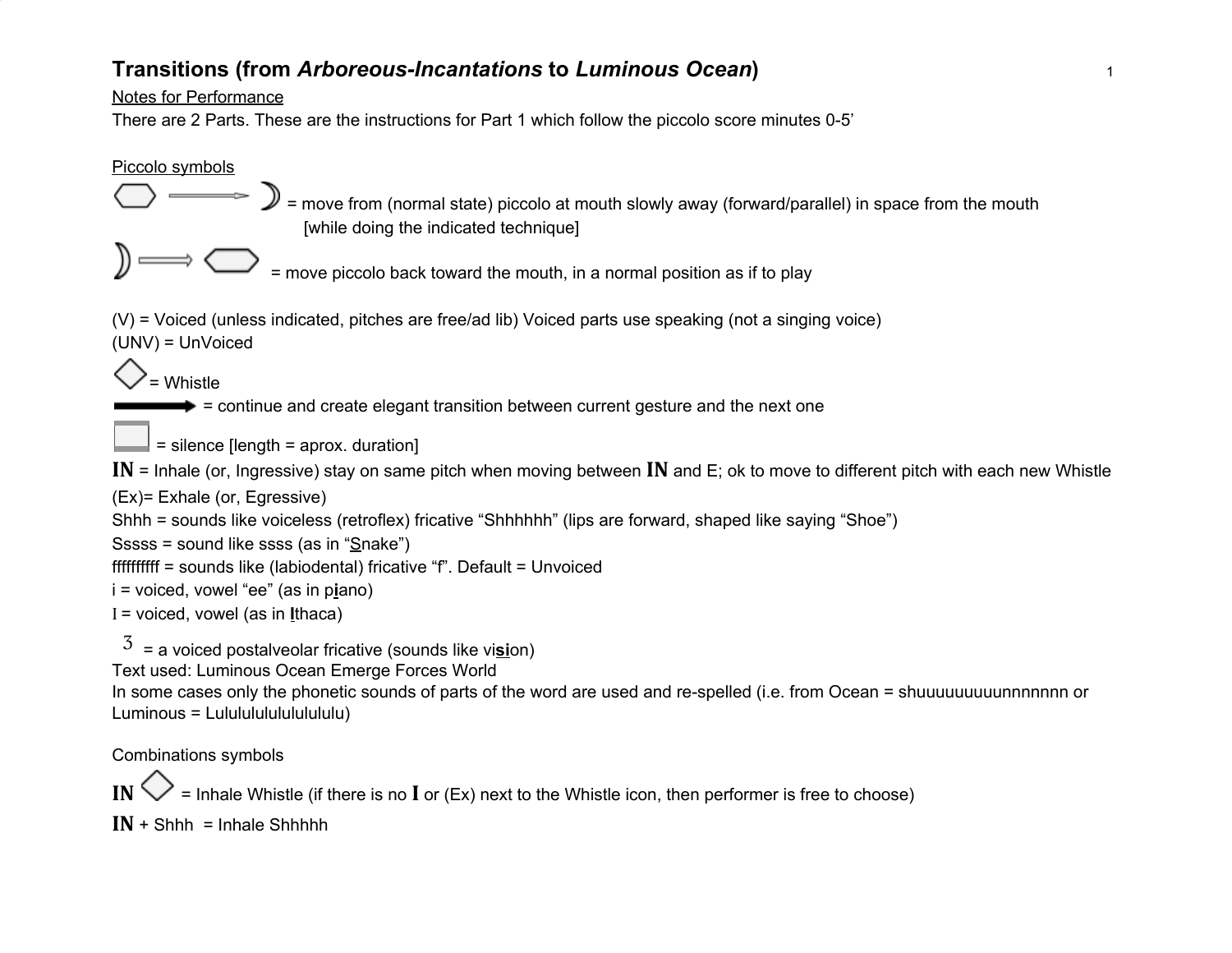# Transitions (from *Arboreous-Incantations* to *Luminous Ocean*)

Notes for Performance

There are 2 Parts. These are the instructions for Part 1 which follow the piccolo score minutes 0-5'

Piccolo symbols

⬡ ⟶ ☽ = move from (normal state) piccolo at mouth slowly away (forward/parallel) in space from the mouth [while doing the indicated technique]

☽ ⟹ ⬡ = move piccolo back toward the mouth, in a normal position as if to play

(V) = Voiced (unless indicated, pitches are free/ad lib) Voiced parts use speaking (not a singing voice)

(UNV) = UnVoiced

◇ = Whistle

➡ = continue and create elegant transition between current gesture and the next one

▭ = silence [length = aprox. duration]

**IN** = Inhale (or, Ingressive) stay on same pitch when moving between **IN** and E; ok to move to different pitch with each new Whistle

(Ex)= Exhale (or, Egressive)

Shhh = sounds like voiceless (retroflex) fricative "Shhhhhh" (lips are forward, shaped like saying "Shoe")

Sssss = sound like ssss (as in "Snake")

ffffffffff = sounds like (labiodental) fricative "f". Default = Unvoiced

i = voiced, vowel "ee" (as in p**i**ano)

I = voiced, vowel (as in **I**thaca)

ʒ = a voiced postalveolar fricative (sounds like vi**si**on)

Text used: Luminous Ocean Emerge Forces World

In some cases only the phonetic sounds of parts of the word are used and re-spelled (i.e. from Ocean = shuuuuuuuuunnnnnnn or Luminous = Lulululululululululu)

Combinations symbols

**IN** ◇ = Inhale Whistle (if there is no **I** or (Ex) next to the Whistle icon, then performer is free to choose)

**IN** + Shhh = Inhale Shhhhh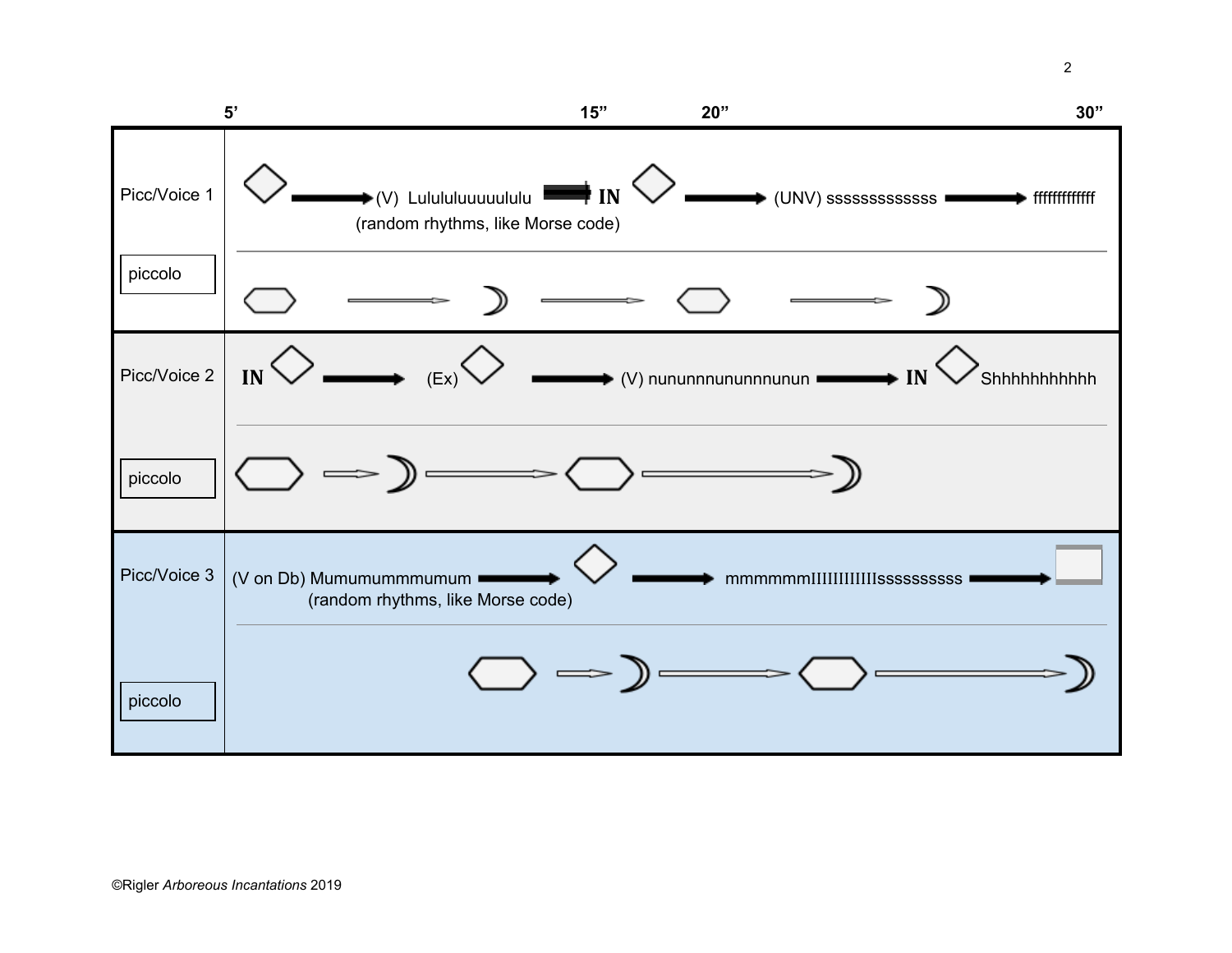| | 5' | 15" | 20" | 30" |
| --- | --- | --- | --- | --- |
| Picc/Voice 1 | (V) Lulululuuuuululu (random rhythms, like Morse code) IN (UNV) sssssssssssss fffffffffffff | | | |
| piccolo | | | | |
| Picc/Voice 2 | IN (Ex) (V) nunununnununnunun IN Shhhhhhhhhhh | | | |
| piccolo | | | | |
| Picc/Voice 3 | (V on Db) Mumumummmumum (random rhythms, like Morse code) mmmmmmIIIIIIIIIIIIssssssssss | | | |
| piccolo | | | | |

©Rigler *Arboreous Incantations* 2019